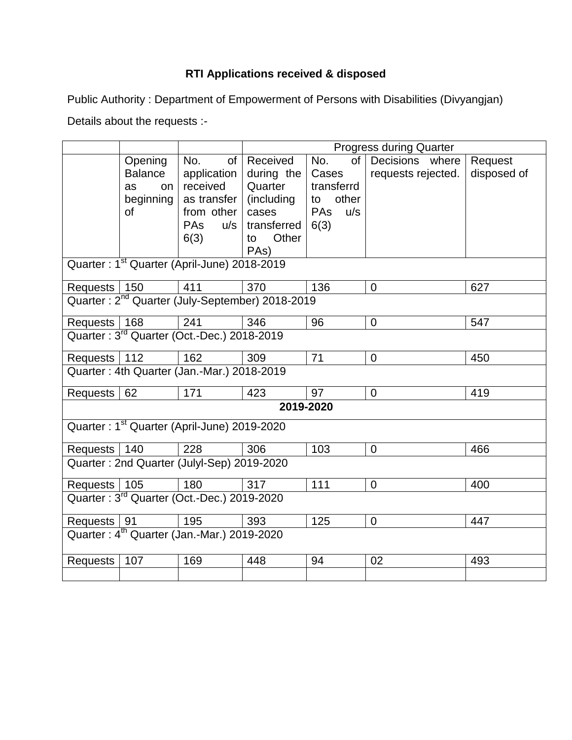**RTI Applications received & disposed**

Public Authority : Department of Empowerment of Persons with Disabilities (Divyangjan)

Details about the requests :-

| | | | Progress during Quarter | | | |
|---|---|---|---|---|---|---|
| | Opening Balance as on beginning of | No. of application received as transfer from other PAs u/s 6(3) | Received during the Quarter (including cases transferred to Other PAs) | No. of Cases transferrd to other PAs u/s 6(3) | Decisions where requests rejected. | Request disposed of |
| Quarter : 1st Quarter (April-June) 2018-2019 | | | | | | |
| Requests | 150 | 411 | 370 | 136 | 0 | 627 |
| Quarter : 2nd Quarter (July-September) 2018-2019 | | | | | | |
| Requests | 168 | 241 | 346 | 96 | 0 | 547 |
| Quarter : 3rd Quarter (Oct.-Dec.) 2018-2019 | | | | | | |
| Requests | 112 | 162 | 309 | 71 | 0 | 450 |
| Quarter : 4th Quarter (Jan.-Mar.) 2018-2019 | | | | | | |
| Requests | 62 | 171 | 423 | 97 | 0 | 419 |
| **2019-2020** | | | | | | |
| Quarter : 1st Quarter (April-June) 2019-2020 | | | | | | |
| Requests | 140 | 228 | 306 | 103 | 0 | 466 |
| Quarter : 2nd Quarter (Julyl-Sep) 2019-2020 | | | | | | |
| Requests | 105 | 180 | 317 | 111 | 0 | 400 |
| Quarter : 3rd Quarter (Oct.-Dec.) 2019-2020 | | | | | | |
| Requests | 91 | 195 | 393 | 125 | 0 | 447 |
| Quarter : 4th Quarter (Jan.-Mar.) 2019-2020 | | | | | | |
| Requests | 107 | 169 | 448 | 94 | 02 | 493 |
| | | | | | | |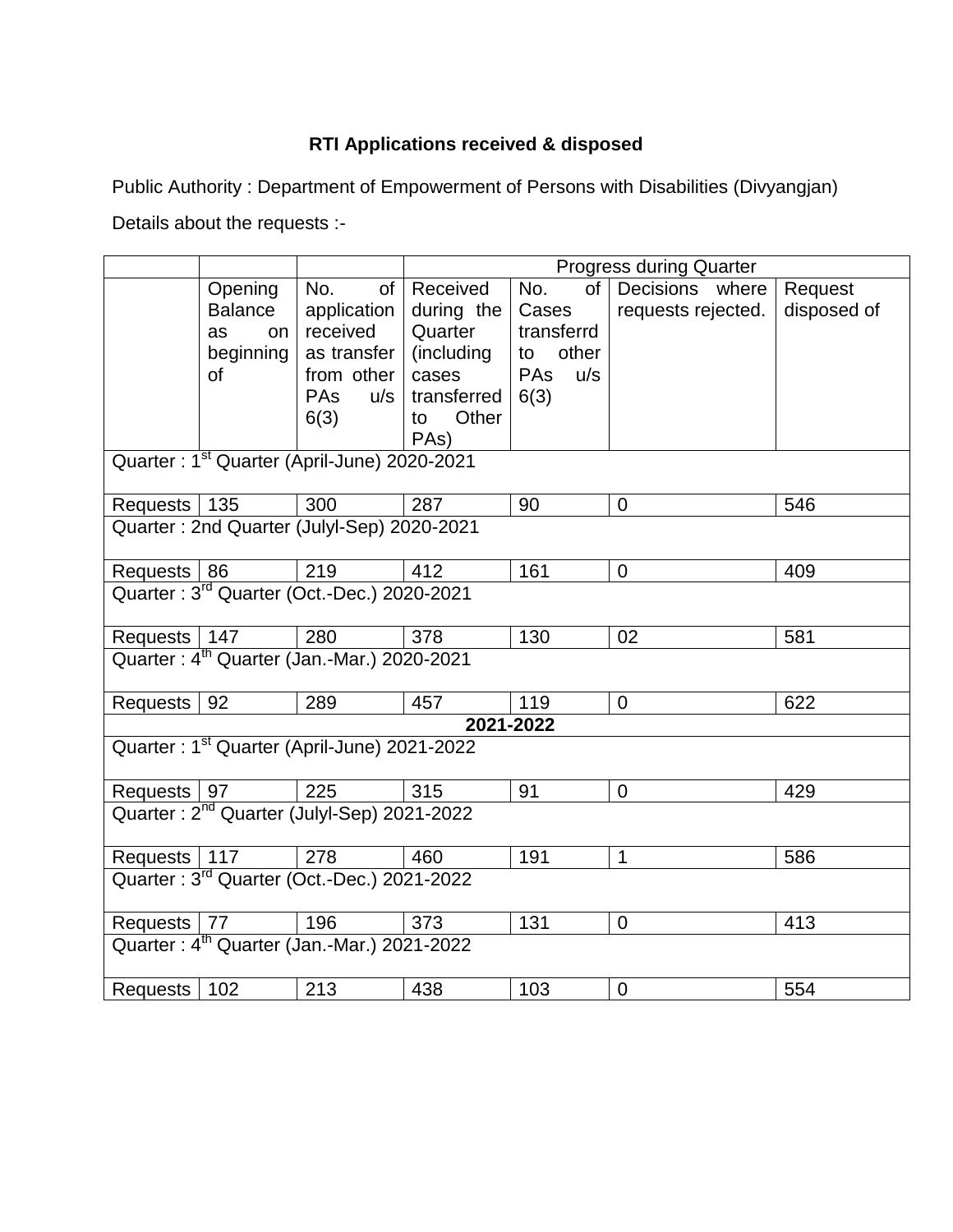**RTI Applications received & disposed**

Public Authority : Department of Empowerment of Persons with Disabilities (Divyangjan)

Details about the requests :-

| | | | Progress during Quarter | | | |
|---|---|---|---|---|---|---|
| | Opening Balance as on beginning of | No. of application received as transfer from other PAs u/s 6(3) | Received during the Quarter (including cases transferred to Other PAs) | No. of Cases transferrd to other PAs u/s 6(3) | Decisions where requests rejected. | Request disposed of |
| Quarter : 1st Quarter (April-June) 2020-2021 | | | | | | |
| Requests | 135 | 300 | 287 | 90 | 0 | 546 |
| Quarter : 2nd Quarter (Julyl-Sep) 2020-2021 | | | | | | |
| Requests | 86 | 219 | 412 | 161 | 0 | 409 |
| Quarter : 3rd Quarter (Oct.-Dec.) 2020-2021 | | | | | | |
| Requests | 147 | 280 | 378 | 130 | 02 | 581 |
| Quarter : 4th Quarter (Jan.-Mar.) 2020-2021 | | | | | | |
| Requests | 92 | 289 | 457 | 119 | 0 | 622 |
| **2021-2022** | | | | | | |
| Quarter : 1st Quarter (April-June) 2021-2022 | | | | | | |
| Requests | 97 | 225 | 315 | 91 | 0 | 429 |
| Quarter : 2nd Quarter (Julyl-Sep) 2021-2022 | | | | | | |
| Requests | 117 | 278 | 460 | 191 | 1 | 586 |
| Quarter : 3rd Quarter (Oct.-Dec.) 2021-2022 | | | | | | |
| Requests | 77 | 196 | 373 | 131 | 0 | 413 |
| Quarter : 4th Quarter (Jan.-Mar.) 2021-2022 | | | | | | |
| Requests | 102 | 213 | 438 | 103 | 0 | 554 |